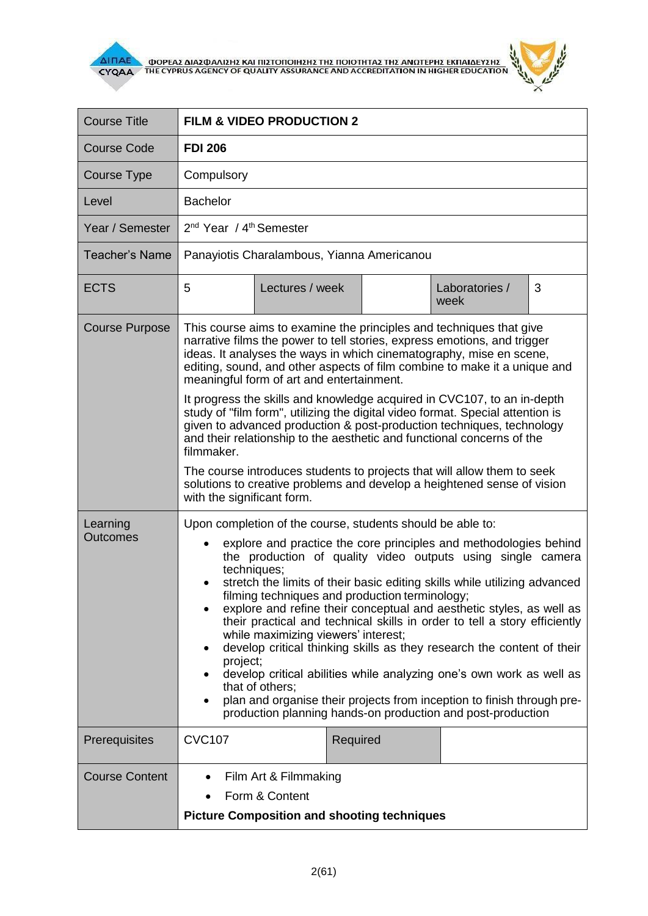| Course Title | **FILM & VIDEO PRODUCTION 2** | | | | |
|---|---|---|---|---|---|
| Course Code | **FDI 206** | | | | |
| Course Type | Compulsory | | | | |
| Level | Bachelor | | | | |
| Year / Semester | 2nd Year / 4th Semester | | | | |
| Teacher's Name | Panayiotis Charalambous, Yianna Americanou | | | | |
| ECTS | 5 | Lectures / week | | Laboratories / week | 3 |
| Course Purpose | This course aims to examine the principles and techniques that give narrative films the power to tell stories, express emotions, and trigger ideas. It analyses the ways in which cinematography, mise en scene, editing, sound, and other aspects of film combine to make it a unique and meaningful form of art and entertainment.<br><br>It progress the skills and knowledge acquired in CVC107, to an in-depth study of "film form", utilizing the digital video format. Special attention is given to advanced production & post-production techniques, technology and their relationship to the aesthetic and functional concerns of the filmmaker.<br><br>The course introduces students to projects that will allow them to seek solutions to creative problems and develop a heightened sense of vision with the significant form. | | | | |
| Learning Outcomes | Upon completion of the course, students should be able to:<br>• explore and practice the core principles and methodologies behind the production of quality video outputs using single camera techniques;<br>• stretch the limits of their basic editing skills while utilizing advanced filming techniques and production terminology;<br>• explore and refine their conceptual and aesthetic styles, as well as their practical and technical skills in order to tell a story efficiently while maximizing viewers' interest;<br>• develop critical thinking skills as they research the content of their project;<br>• develop critical abilities while analyzing one's own work as well as that of others;<br>• plan and organise their projects from inception to finish through pre-production planning hands-on production and post-production | | | | |
| Prerequisites | CVC107 | | Required | | |
| Course Content | • Film Art & Filmmaking<br>• Form & Content<br>**Picture Composition and shooting techniques** | | | | |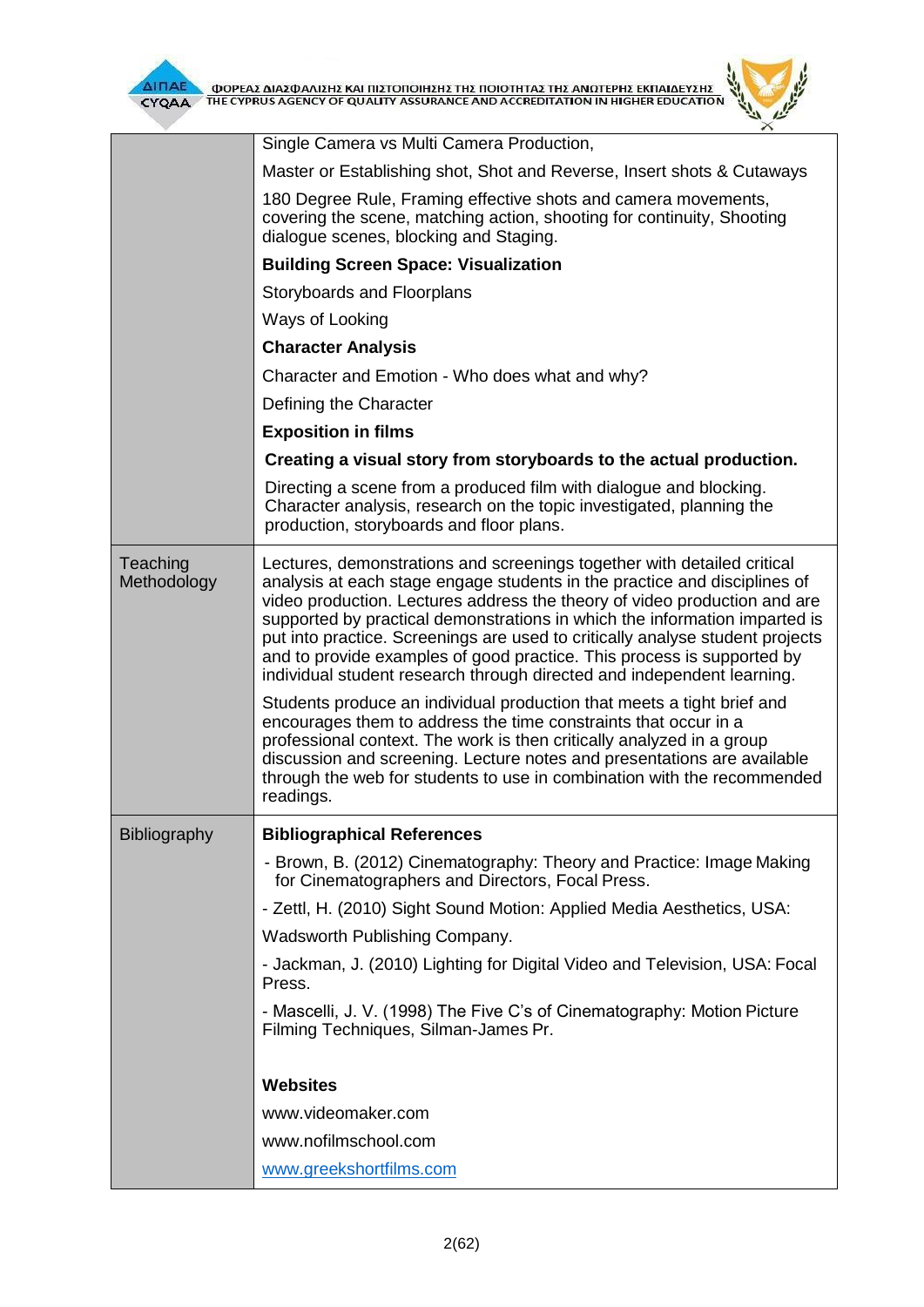| | |
|---|---|
| | Single Camera vs Multi Camera Production,<br>Master or Establishing shot, Shot and Reverse, Insert shots & Cutaways<br>180 Degree Rule, Framing effective shots and camera movements, covering the scene, matching action, shooting for continuity, Shooting dialogue scenes, blocking and Staging.<br>**Building Screen Space: Visualization**<br>Storyboards and Floorplans<br>Ways of Looking<br>**Character Analysis**<br>Character and Emotion - Who does what and why?<br>Defining the Character<br>**Exposition in films**<br>**Creating a visual story from storyboards to the actual production.**<br>Directing a scene from a produced film with dialogue and blocking. Character analysis, research on the topic investigated, planning the production, storyboards and floor plans. |
| Teaching Methodology | Lectures, demonstrations and screenings together with detailed critical analysis at each stage engage students in the practice and disciplines of video production. Lectures address the theory of video production and are supported by practical demonstrations in which the information imparted is put into practice. Screenings are used to critically analyse student projects and to provide examples of good practice. This process is supported by individual student research through directed and independent learning.<br><br>Students produce an individual production that meets a tight brief and encourages them to address the time constraints that occur in a professional context. The work is then critically analyzed in a group discussion and screening. Lecture notes and presentations are available through the web for students to use in combination with the recommended readings. |
| Bibliography | **Bibliographical References**<br>- Brown, B. (2012) Cinematography: Theory and Practice: Image Making for Cinematographers and Directors, Focal Press.<br>- Zettl, H. (2010) Sight Sound Motion: Applied Media Aesthetics, USA: Wadsworth Publishing Company.<br>- Jackman, J. (2010) Lighting for Digital Video and Television, USA: Focal Press.<br>- Mascelli, J. V. (1998) The Five C's of Cinematography: Motion Picture Filming Techniques, Silman-James Pr.<br><br>**Websites**<br>www.videomaker.com<br>www.nofilmschool.com<br>www.greekshortfilms.com |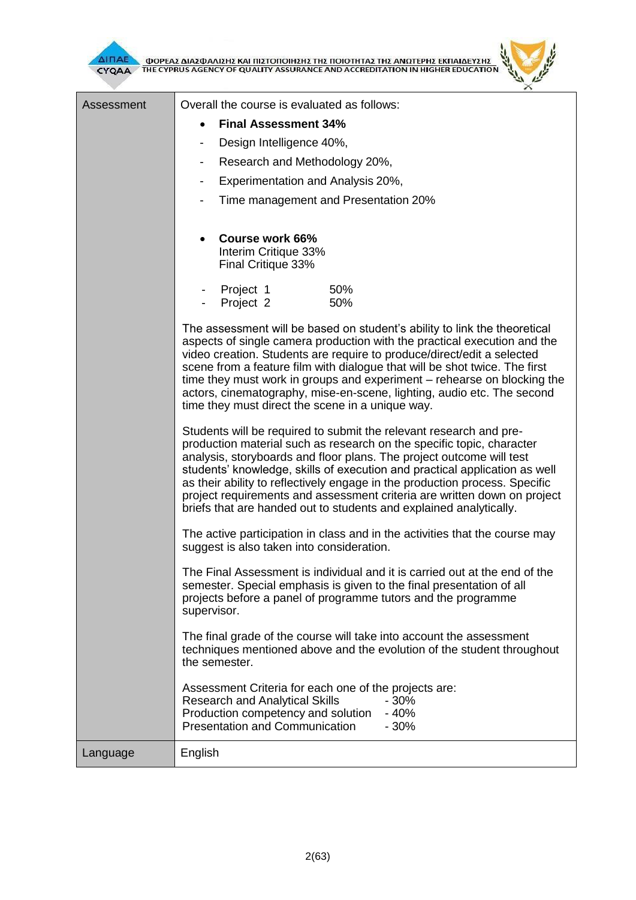| | |
|---|---|
| Assessment | Overall the course is evaluated as follows:<br>• **Final Assessment 34%**<br>- Design Intelligence 40%,<br>- Research and Methodology 20%,<br>- Experimentation and Analysis 20%,<br>- Time management and Presentation 20%<br><br>• **Course work 66%**<br>Interim Critique 33%<br>Final Critique 33%<br>- Project 1 50%<br>- Project 2 50%<br><br>The assessment will be based on student's ability to link the theoretical aspects of single camera production with the practical execution and the video creation. Students are require to produce/direct/edit a selected scene from a feature film with dialogue that will be shot twice. The first time they must work in groups and experiment – rehearse on blocking the actors, cinematography, mise-en-scene, lighting, audio etc. The second time they must direct the scene in a unique way.<br><br>Students will be required to submit the relevant research and pre-production material such as research on the specific topic, character analysis, storyboards and floor plans. The project outcome will test students' knowledge, skills of execution and practical application as well as their ability to reflectively engage in the production process. Specific project requirements and assessment criteria are written down on project briefs that are handed out to students and explained analytically.<br><br>The active participation in class and in the activities that the course may suggest is also taken into consideration.<br><br>The Final Assessment is individual and it is carried out at the end of the semester. Special emphasis is given to the final presentation of all projects before a panel of programme tutors and the programme supervisor.<br><br>The final grade of the course will take into account the assessment techniques mentioned above and the evolution of the student throughout the semester.<br><br>Assessment Criteria for each one of the projects are:<br>Research and Analytical Skills - 30%<br>Production competency and solution - 40%<br>Presentation and Communication - 30% |
| Language | English |